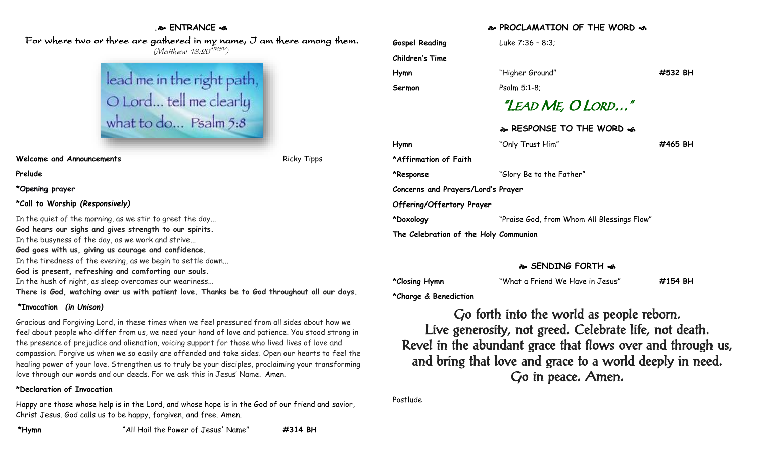## ENTRANCE

*For where two or three are gathered in my name, I am there among them.*
*(Matthew 18:20[NRSV])*

lead me in the right path, O Lord... tell me clearly what to do... Psalm 5:8

**Welcome and Announcements** Ricky Tipps

**Prelude**

***Opening prayer**

***Call to Worship** ***(Responsively)***

In the quiet of the morning, as we stir to greet the day...
**God hears our sighs and gives strength to our spirits.**
In the busyness of the day, as we work and strive...
**God goes with us, giving us courage and confidence.**
In the tiredness of the evening, as we begin to settle down...
**God is present, refreshing and comforting our souls.**
In the hush of night, as sleep overcomes our weariness...
**There is God, watching over us with patient love. Thanks be to God throughout all our days.**

***Invocation** ***(in Unison)***

Gracious and Forgiving Lord, in these times when we feel pressured from all sides about how we feel about people who differ from us, we need your hand of love and patience. You stood strong in the presence of prejudice and alienation, voicing support for those who lived lives of love and compassion. Forgive us when we so easily are offended and take sides. Open our hearts to feel the healing power of your love. Strengthen us to truly be your disciples, proclaiming your transforming love through our words and our deeds. For we ask this in Jesus' Name. Amen.

***Declaration of Invocation**

Happy are those whose help is in the Lord, and whose hope is in the God of our friend and savior, Christ Jesus. God calls us to be happy, forgiven, and free. Amen.

***Hymn** "All Hail the Power of Jesus' Name" **#314 BH**

## PROCLAMATION OF THE WORD

**Gospel Reading** Luke 7:36 – 8:3;

**Children's Time**

**Hymn** "Higher Ground" **#532 BH**

**Sermon** Psalm 5:1-8;

### "LEAD ME, O LORD…"

## RESPONSE TO THE WORD

**Hymn** "Only Trust Him" **#465 BH**

***Affirmation of Faith**

***Response** "Glory Be to the Father"

**Concerns and Prayers/Lord's Prayer**

**Offering/Offertory Prayer**

***Doxology** "Praise God, from Whom All Blessings Flow"

**The Celebration of the Holy Communion**

## SENDING FORTH

***Closing Hymn** "What a Friend We Have in Jesus" **#154 BH**

***Charge & Benediction**

Go forth into the world as people reborn.
Live generosity, not greed. Celebrate life, not death.
Revel in the abundant grace that flows over and through us,
and bring that love and grace to a world deeply in need.
Go in peace. Amen.

Postlude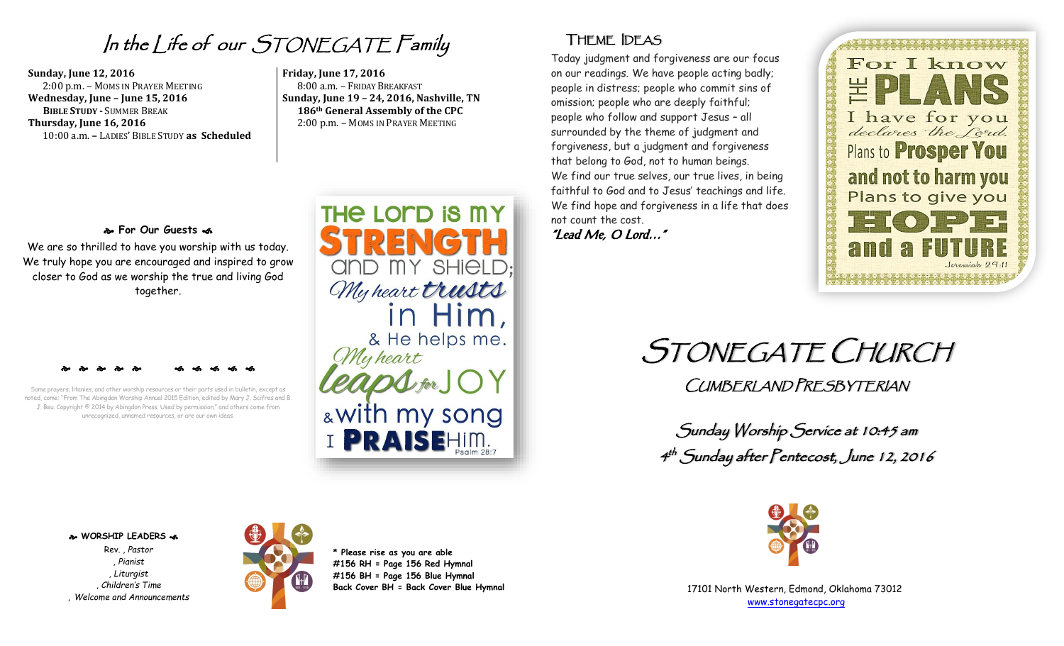# In the Life of our STONEGATE Family

**Sunday, June 12, 2016**
2:00 p.m. – MOMS IN PRAYER MEETING
**Wednesday, June – June 15, 2016**
**BIBLE STUDY** - SUMMER BREAK
**Thursday, June 16, 2016**
10:00 a.m. – LADIES' BIBLE STUDY **as Scheduled**

**Friday, June 17, 2016**
8:00 a.m. – FRIDAY BREAKFAST
**Sunday, June 19 – 24, 2016, Nashville, TN**
**186th General Assembly of the CPC**
2:00 p.m. – MOMS IN PRAYER MEETING

## For Our Guests

We are so thrilled to have you worship with us today. We truly hope you are encouraged and inspired to grow closer to God as we worship the true and living God together.

Some prayers, litanies, and other worship resources or their parts used in bulletin, except as noted, come: "From The Abingdon Worship Annual 2015 Edition, edited by Mary J. Scifres and B. J. Beu. Copyright © 2014 by Abingdon Press. Used by permission." and others come from unrecognized, unnamed resources, or are our own ideas.

THE LORD IS MY STRENGTH AND MY SHIELD; My heart trusts in Him, & He helps me. My heart leaps for JOY & with my song I PRAISE Him. Psalm 28:7

## WORSHIP LEADERS

Rev. , *Pastor*
, *Pianist*
, *Liturgist*
, *Children's Time*
, *Welcome and Announcements*

**\* Please rise as you are able**
**#156 RH = Page 156 Red Hymnal**
**#156 BH = Page 156 Blue Hymnal**
**Back Cover BH = Back Cover Blue Hymnal**

## THEME IDEAS

Today judgment and forgiveness are our focus on our readings. We have people acting badly; people in distress; people who commit sins of omission; people who are deeply faithful; people who follow and support Jesus – all surrounded by the theme of judgment and forgiveness, but a judgment and forgiveness that belong to God, not to human beings. We find our true selves, our true lives, in being faithful to God and to Jesus' teachings and life. We find hope and forgiveness in a life that does not count the cost.

*"Lead Me, O Lord…"*

For I know THE PLANS I have for you declares the Lord. Plans to Prosper You and not to harm you Plans to give you HOPE and a FUTURE Jeremiah 29:11

# STONEGATE CHURCH

## CUMBERLAND PRESBYTERIAN

*Sunday Worship Service at 10:45 am*
*4th Sunday after Pentecost, June 12, 2016*

17101 North Western, Edmond, Oklahoma 73012
www.stonegatecpc.org